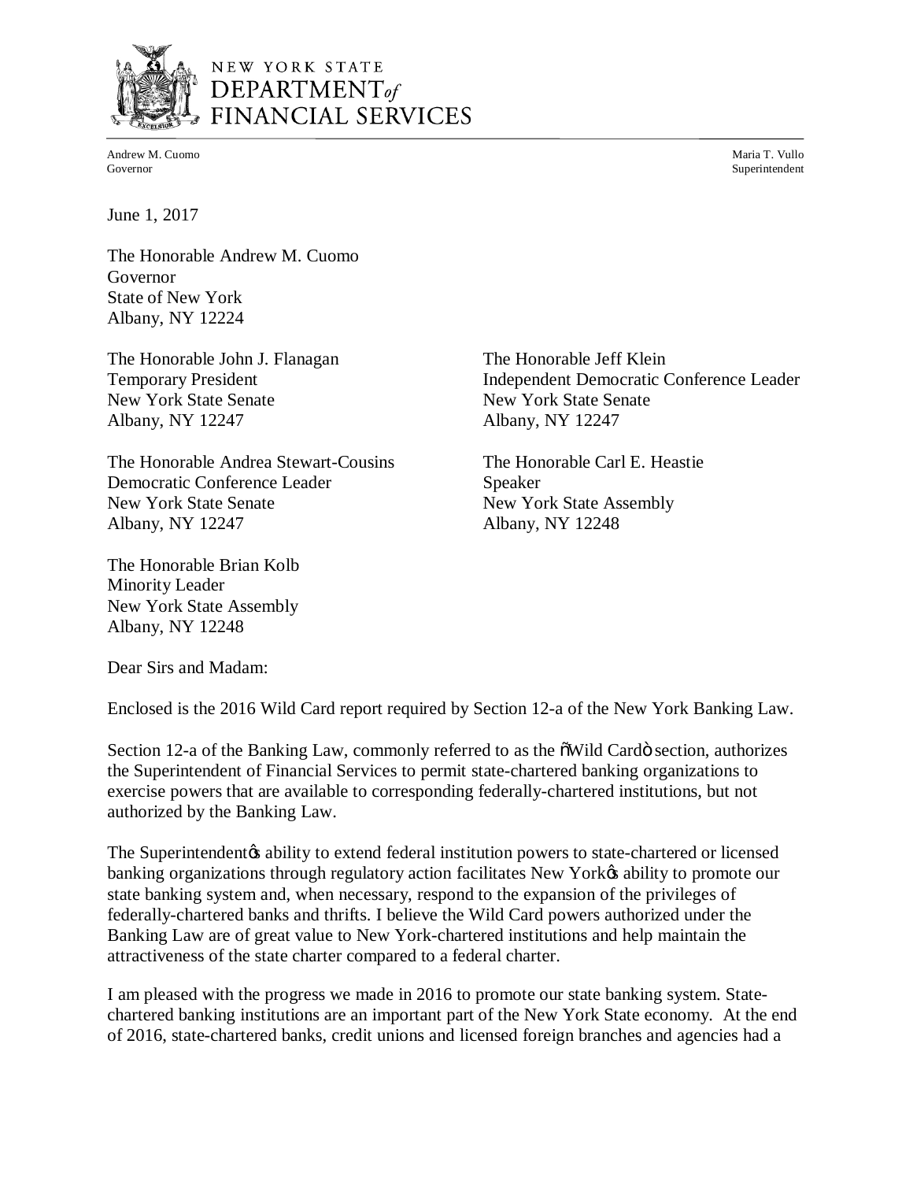NEW YORK STATE
DEPARTMENT *of* FINANCIAL SERVICES

Andrew M. Cuomo
Governor

Maria T. Vullo
Superintendent

June 1, 2017

The Honorable Andrew M. Cuomo
Governor
State of New York
Albany, NY 12224

The Honorable John J. Flanagan
Temporary President
New York State Senate
Albany, NY 12247

The Honorable Jeff Klein
Independent Democratic Conference Leader
New York State Senate
Albany, NY 12247

The Honorable Andrea Stewart-Cousins
Democratic Conference Leader
New York State Senate
Albany, NY 12247

The Honorable Carl E. Heastie
Speaker
New York State Assembly
Albany, NY 12248

The Honorable Brian Kolb
Minority Leader
New York State Assembly
Albany, NY 12248

Dear Sirs and Madam:

Enclosed is the 2016 Wild Card report required by Section 12-a of the New York Banking Law.

Section 12-a of the Banking Law, commonly referred to as the "Wild Card" section, authorizes the Superintendent of Financial Services to permit state-chartered banking organizations to exercise powers that are available to corresponding federally-chartered institutions, but not authorized by the Banking Law.

The Superintendent's ability to extend federal institution powers to state-chartered or licensed banking organizations through regulatory action facilitates New York's ability to promote our state banking system and, when necessary, respond to the expansion of the privileges of federally-chartered banks and thrifts. I believe the Wild Card powers authorized under the Banking Law are of great value to New York-chartered institutions and help maintain the attractiveness of the state charter compared to a federal charter.

I am pleased with the progress we made in 2016 to promote our state banking system. State-chartered banking institutions are an important part of the New York State economy. At the end of 2016, state-chartered banks, credit unions and licensed foreign branches and agencies had a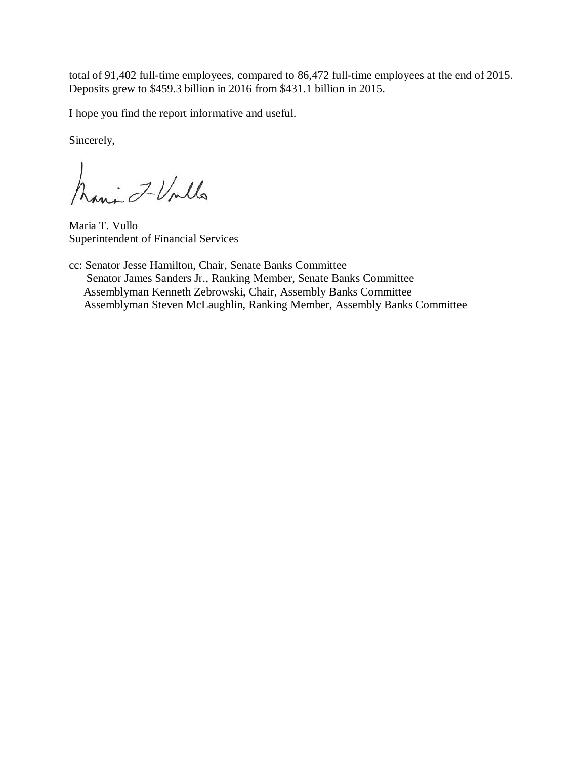total of 91,402 full-time employees, compared to 86,472 full-time employees at the end of 2015. Deposits grew to $459.3 billion in 2016 from $431.1 billion in 2015.

I hope you find the report informative and useful.

Sincerely,

Maria T. Vullo
Superintendent of Financial Services

cc: Senator Jesse Hamilton, Chair, Senate Banks Committee
Senator James Sanders Jr., Ranking Member, Senate Banks Committee
Assemblyman Kenneth Zebrowski, Chair, Assembly Banks Committee
Assemblyman Steven McLaughlin, Ranking Member, Assembly Banks Committee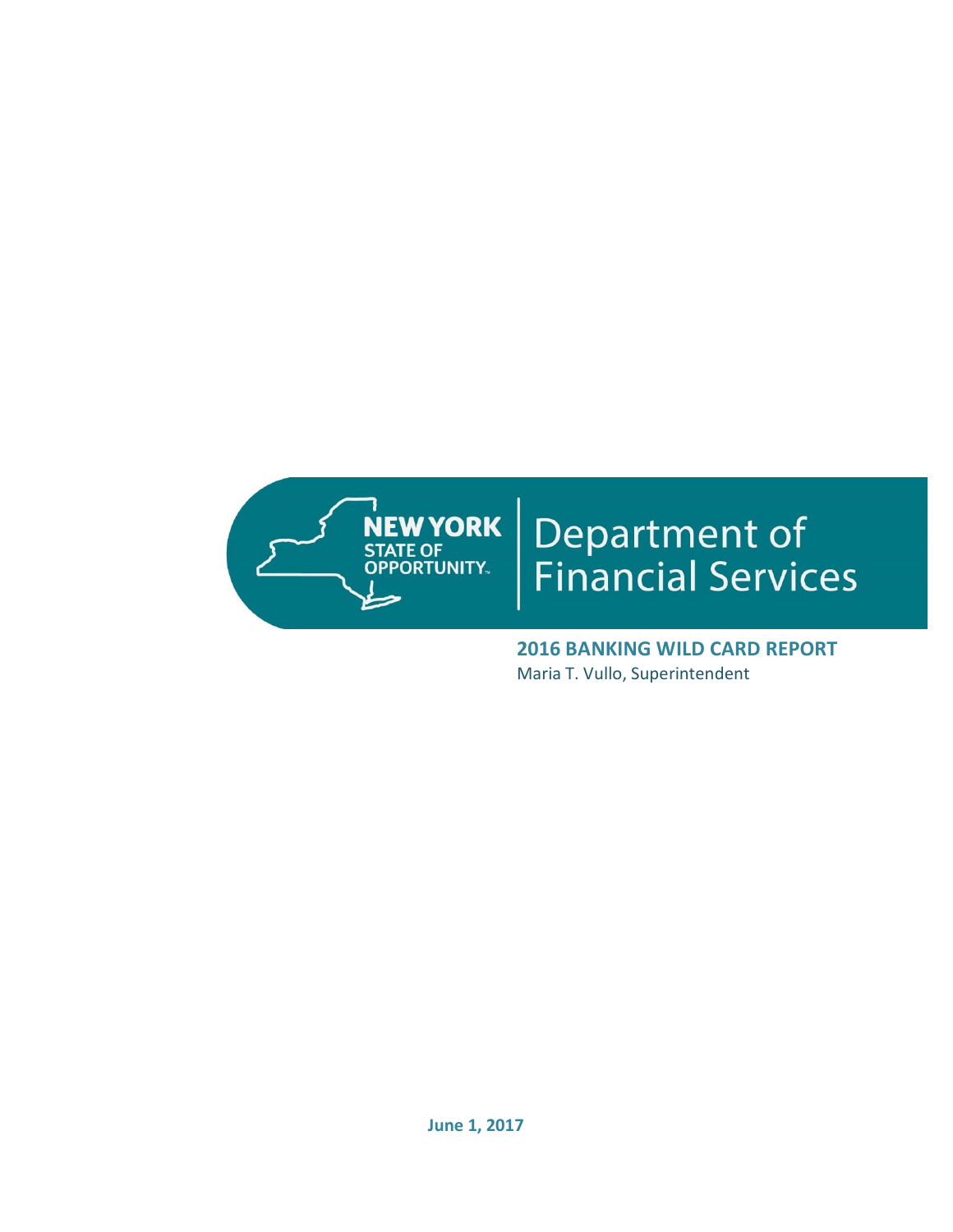NEW YORK STATE OF OPPORTUNITY

Department of Financial Services

**2016 BANKING WILD CARD REPORT**

Maria T. Vullo, Superintendent

**June 1, 2017**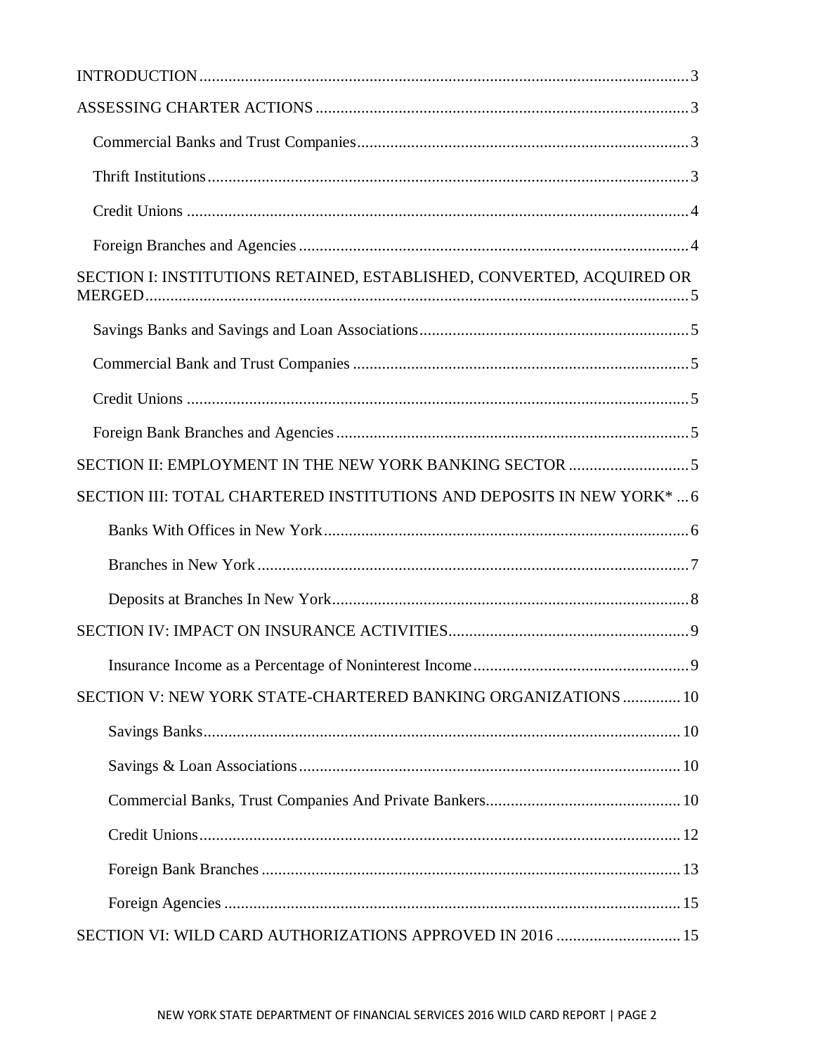INTRODUCTION ..... 3

ASSESSING CHARTER ACTIONS ..... 3

- Commercial Banks and Trust Companies ..... 3
- Thrift Institutions ..... 3
- Credit Unions ..... 4
- Foreign Branches and Agencies ..... 4

SECTION I: INSTITUTIONS RETAINED, ESTABLISHED, CONVERTED, ACQUIRED OR MERGED ..... 5

- Savings Banks and Savings and Loan Associations ..... 5
- Commercial Bank and Trust Companies ..... 5
- Credit Unions ..... 5
- Foreign Bank Branches and Agencies ..... 5

SECTION II: EMPLOYMENT IN THE NEW YORK BANKING SECTOR ..... 5

SECTION III: TOTAL CHARTERED INSTITUTIONS AND DEPOSITS IN NEW YORK* ..... 6

- Banks With Offices in New York ..... 6
- Branches in New York ..... 7
- Deposits at Branches In New York ..... 8

SECTION IV: IMPACT ON INSURANCE ACTIVITIES ..... 9

- Insurance Income as a Percentage of Noninterest Income ..... 9

SECTION V: NEW YORK STATE-CHARTERED BANKING ORGANIZATIONS ..... 10

- Savings Banks ..... 10
- Savings & Loan Associations ..... 10
- Commercial Banks, Trust Companies And Private Bankers ..... 10
- Credit Unions ..... 12
- Foreign Bank Branches ..... 13
- Foreign Agencies ..... 15

SECTION VI: WILD CARD AUTHORIZATIONS APPROVED IN 2016 ..... 15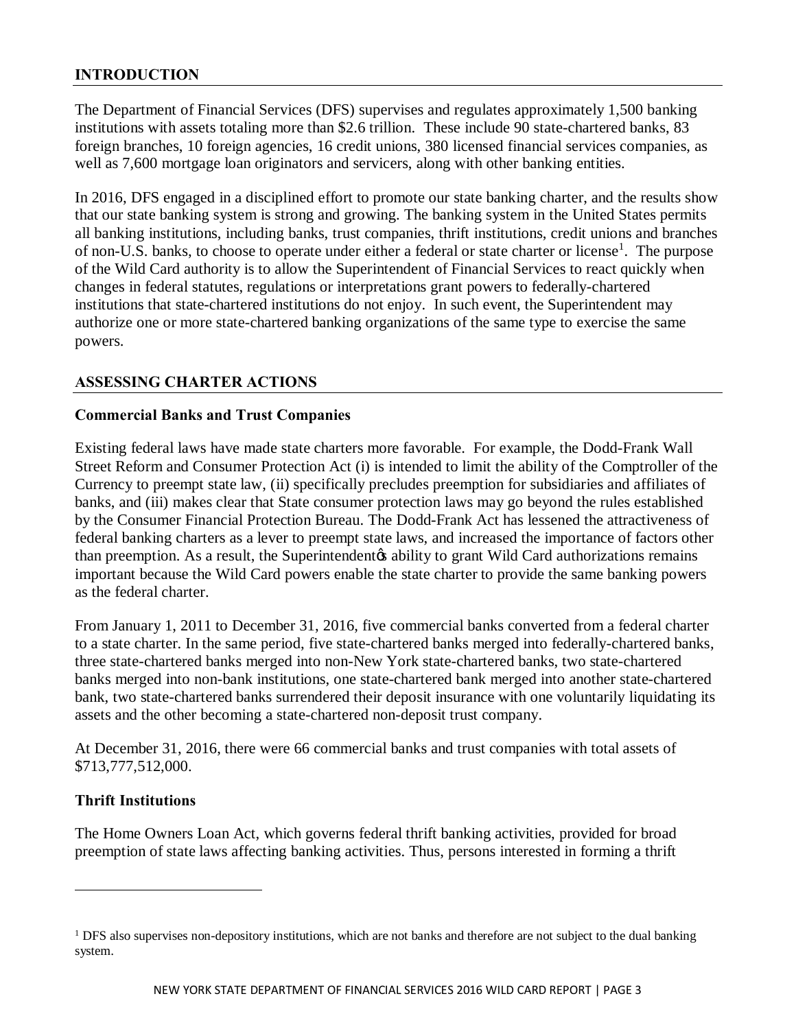## INTRODUCTION

The Department of Financial Services (DFS) supervises and regulates approximately 1,500 banking institutions with assets totaling more than $2.6 trillion. These include 90 state-chartered banks, 83 foreign branches, 10 foreign agencies, 16 credit unions, 380 licensed financial services companies, as well as 7,600 mortgage loan originators and servicers, along with other banking entities.

In 2016, DFS engaged in a disciplined effort to promote our state banking charter, and the results show that our state banking system is strong and growing. The banking system in the United States permits all banking institutions, including banks, trust companies, thrift institutions, credit unions and branches of non-U.S. banks, to choose to operate under either a federal or state charter or license[1]. The purpose of the Wild Card authority is to allow the Superintendent of Financial Services to react quickly when changes in federal statutes, regulations or interpretations grant powers to federally-chartered institutions that state-chartered institutions do not enjoy. In such event, the Superintendent may authorize one or more state-chartered banking organizations of the same type to exercise the same powers.

## ASSESSING CHARTER ACTIONS

### Commercial Banks and Trust Companies

Existing federal laws have made state charters more favorable. For example, the Dodd-Frank Wall Street Reform and Consumer Protection Act (i) is intended to limit the ability of the Comptroller of the Currency to preempt state law, (ii) specifically precludes preemption for subsidiaries and affiliates of banks, and (iii) makes clear that State consumer protection laws may go beyond the rules established by the Consumer Financial Protection Bureau. The Dodd-Frank Act has lessened the attractiveness of federal banking charters as a lever to preempt state laws, and increased the importance of factors other than preemption. As a result, the Superintendent's ability to grant Wild Card authorizations remains important because the Wild Card powers enable the state charter to provide the same banking powers as the federal charter.

From January 1, 2011 to December 31, 2016, five commercial banks converted from a federal charter to a state charter. In the same period, five state-chartered banks merged into federally-chartered banks, three state-chartered banks merged into non-New York state-chartered banks, two state-chartered banks merged into non-bank institutions, one state-chartered bank merged into another state-chartered bank, two state-chartered banks surrendered their deposit insurance with one voluntarily liquidating its assets and the other becoming a state-chartered non-deposit trust company.

At December 31, 2016, there were 66 commercial banks and trust companies with total assets of $713,777,512,000.

### Thrift Institutions

The Home Owners Loan Act, which governs federal thrift banking activities, provided for broad preemption of state laws affecting banking activities. Thus, persons interested in forming a thrift

---

[1] DFS also supervises non-depository institutions, which are not banks and therefore are not subject to the dual banking system.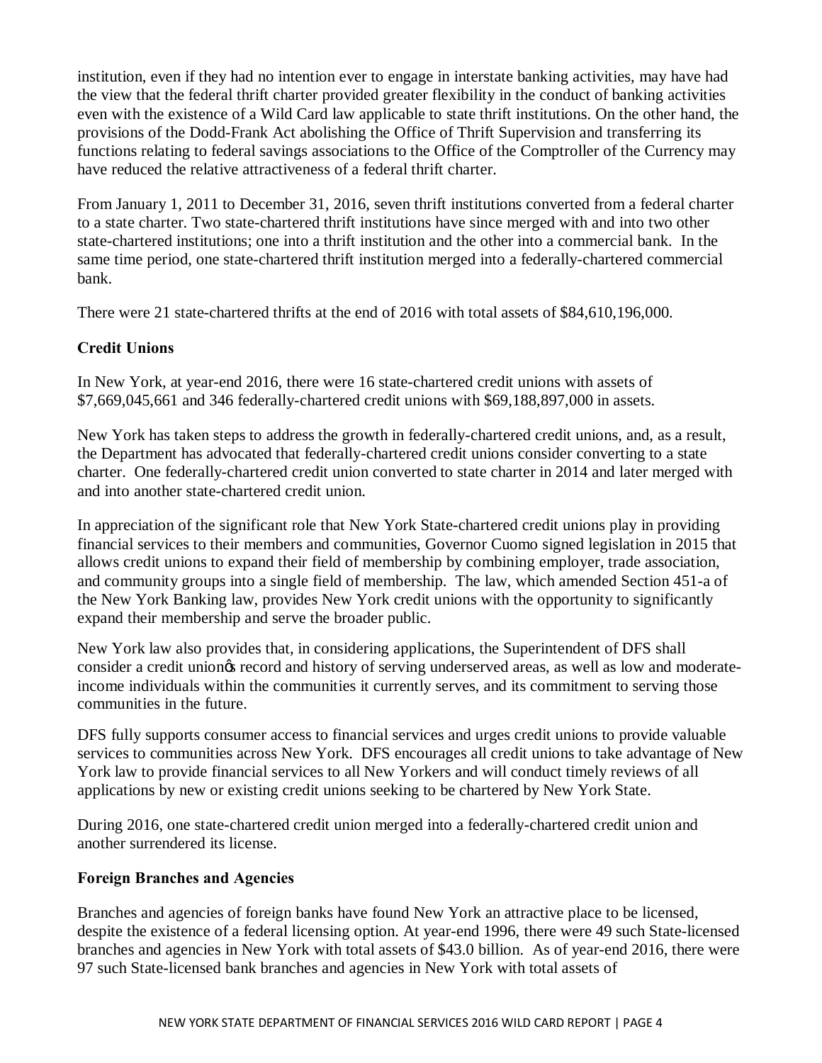institution, even if they had no intention ever to engage in interstate banking activities, may have had the view that the federal thrift charter provided greater flexibility in the conduct of banking activities even with the existence of a Wild Card law applicable to state thrift institutions. On the other hand, the provisions of the Dodd-Frank Act abolishing the Office of Thrift Supervision and transferring its functions relating to federal savings associations to the Office of the Comptroller of the Currency may have reduced the relative attractiveness of a federal thrift charter.

From January 1, 2011 to December 31, 2016, seven thrift institutions converted from a federal charter to a state charter. Two state-chartered thrift institutions have since merged with and into two other state-chartered institutions; one into a thrift institution and the other into a commercial bank. In the same time period, one state-chartered thrift institution merged into a federally-chartered commercial bank.

There were 21 state-chartered thrifts at the end of 2016 with total assets of $84,610,196,000.

**Credit Unions**

In New York, at year-end 2016, there were 16 state-chartered credit unions with assets of $7,669,045,661 and 346 federally-chartered credit unions with $69,188,897,000 in assets.

New York has taken steps to address the growth in federally-chartered credit unions, and, as a result, the Department has advocated that federally-chartered credit unions consider converting to a state charter. One federally-chartered credit union converted to state charter in 2014 and later merged with and into another state-chartered credit union.

In appreciation of the significant role that New York State-chartered credit unions play in providing financial services to their members and communities, Governor Cuomo signed legislation in 2015 that allows credit unions to expand their field of membership by combining employer, trade association, and community groups into a single field of membership. The law, which amended Section 451-a of the New York Banking law, provides New York credit unions with the opportunity to significantly expand their membership and serve the broader public.

New York law also provides that, in considering applications, the Superintendent of DFS shall consider a credit union's record and history of serving underserved areas, as well as low and moderate-income individuals within the communities it currently serves, and its commitment to serving those communities in the future.

DFS fully supports consumer access to financial services and urges credit unions to provide valuable services to communities across New York. DFS encourages all credit unions to take advantage of New York law to provide financial services to all New Yorkers and will conduct timely reviews of all applications by new or existing credit unions seeking to be chartered by New York State.

During 2016, one state-chartered credit union merged into a federally-chartered credit union and another surrendered its license.

**Foreign Branches and Agencies**

Branches and agencies of foreign banks have found New York an attractive place to be licensed, despite the existence of a federal licensing option. At year-end 1996, there were 49 such State-licensed branches and agencies in New York with total assets of $43.0 billion. As of year-end 2016, there were 97 such State-licensed bank branches and agencies in New York with total assets of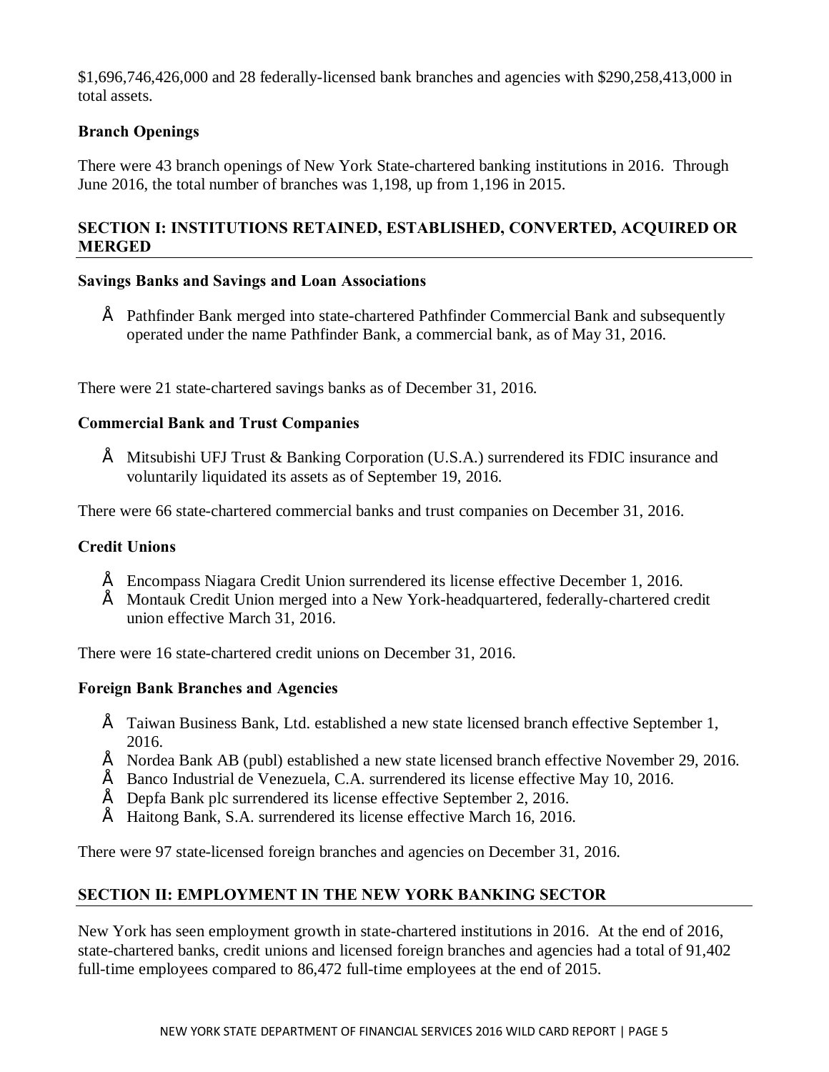$1,696,746,426,000 and 28 federally-licensed bank branches and agencies with $290,258,413,000 in total assets.

### Branch Openings

There were 43 branch openings of New York State-chartered banking institutions in 2016. Through June 2016, the total number of branches was 1,198, up from 1,196 in 2015.

## SECTION I: INSTITUTIONS RETAINED, ESTABLISHED, CONVERTED, ACQUIRED OR MERGED

### Savings Banks and Savings and Loan Associations

- Pathfinder Bank merged into state-chartered Pathfinder Commercial Bank and subsequently operated under the name Pathfinder Bank, a commercial bank, as of May 31, 2016.

There were 21 state-chartered savings banks as of December 31, 2016.

### Commercial Bank and Trust Companies

- Mitsubishi UFJ Trust & Banking Corporation (U.S.A.) surrendered its FDIC insurance and voluntarily liquidated its assets as of September 19, 2016.

There were 66 state-chartered commercial banks and trust companies on December 31, 2016.

### Credit Unions

- Encompass Niagara Credit Union surrendered its license effective December 1, 2016.
- Montauk Credit Union merged into a New York-headquartered, federally-chartered credit union effective March 31, 2016.

There were 16 state-chartered credit unions on December 31, 2016.

### Foreign Bank Branches and Agencies

- Taiwan Business Bank, Ltd. established a new state licensed branch effective September 1, 2016.
- Nordea Bank AB (publ) established a new state licensed branch effective November 29, 2016.
- Banco Industrial de Venezuela, C.A. surrendered its license effective May 10, 2016.
- Depfa Bank plc surrendered its license effective September 2, 2016.
- Haitong Bank, S.A. surrendered its license effective March 16, 2016.

There were 97 state-licensed foreign branches and agencies on December 31, 2016.

## SECTION II: EMPLOYMENT IN THE NEW YORK BANKING SECTOR

New York has seen employment growth in state-chartered institutions in 2016. At the end of 2016, state-chartered banks, credit unions and licensed foreign branches and agencies had a total of 91,402 full-time employees compared to 86,472 full-time employees at the end of 2015.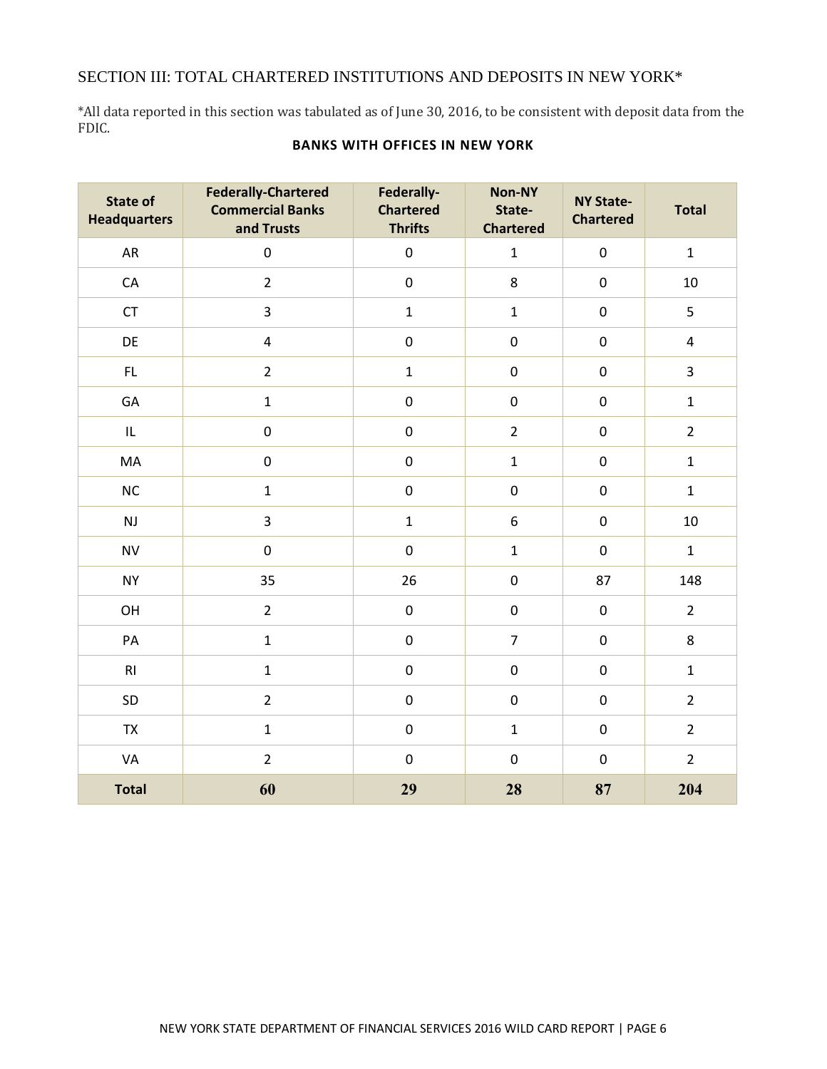## SECTION III: TOTAL CHARTERED INSTITUTIONS AND DEPOSITS IN NEW YORK*

*All data reported in this section was tabulated as of June 30, 2016, to be consistent with deposit data from the FDIC.

**BANKS WITH OFFICES IN NEW YORK**

| State of Headquarters | Federally-Chartered Commercial Banks and Trusts | Federally-Chartered Thrifts | Non-NY State-Chartered | NY State-Chartered | Total |
|---|---|---|---|---|---|
| AR | 0 | 0 | 1 | 0 | 1 |
| CA | 2 | 0 | 8 | 0 | 10 |
| CT | 3 | 1 | 1 | 0 | 5 |
| DE | 4 | 0 | 0 | 0 | 4 |
| FL | 2 | 1 | 0 | 0 | 3 |
| GA | 1 | 0 | 0 | 0 | 1 |
| IL | 0 | 0 | 2 | 0 | 2 |
| MA | 0 | 0 | 1 | 0 | 1 |
| NC | 1 | 0 | 0 | 0 | 1 |
| NJ | 3 | 1 | 6 | 0 | 10 |
| NV | 0 | 0 | 1 | 0 | 1 |
| NY | 35 | 26 | 0 | 87 | 148 |
| OH | 2 | 0 | 0 | 0 | 2 |
| PA | 1 | 0 | 7 | 0 | 8 |
| RI | 1 | 0 | 0 | 0 | 1 |
| SD | 2 | 0 | 0 | 0 | 2 |
| TX | 1 | 0 | 1 | 0 | 2 |
| VA | 2 | 0 | 0 | 0 | 2 |
| **Total** | **60** | **29** | **28** | **87** | **204** |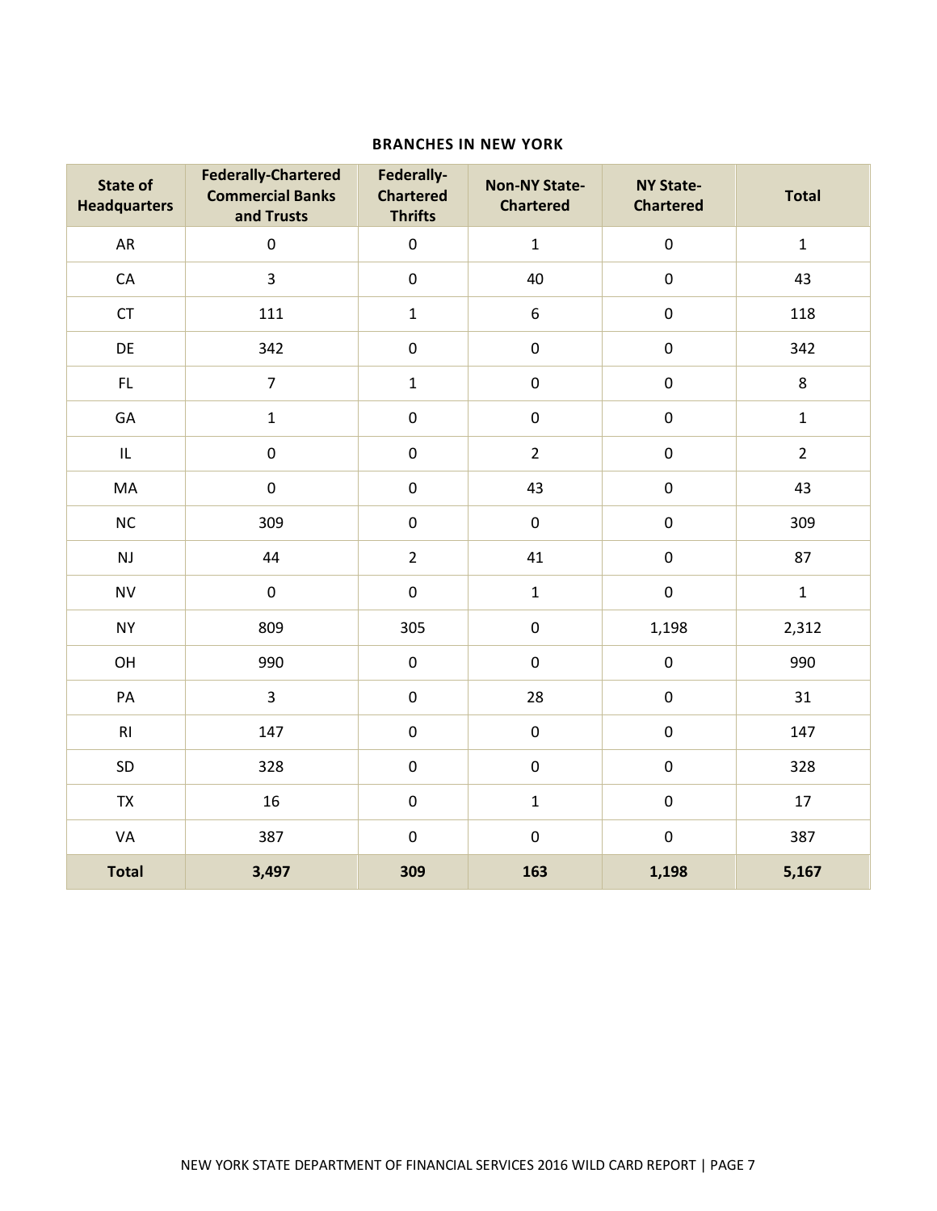**BRANCHES IN NEW YORK**

| State of Headquarters | Federally-Chartered Commercial Banks and Trusts | Federally-Chartered Thrifts | Non-NY State-Chartered | NY State-Chartered | Total |
|---|---|---|---|---|---|
| AR | 0 | 0 | 1 | 0 | 1 |
| CA | 3 | 0 | 40 | 0 | 43 |
| CT | 111 | 1 | 6 | 0 | 118 |
| DE | 342 | 0 | 0 | 0 | 342 |
| FL | 7 | 1 | 0 | 0 | 8 |
| GA | 1 | 0 | 0 | 0 | 1 |
| IL | 0 | 0 | 2 | 0 | 2 |
| MA | 0 | 0 | 43 | 0 | 43 |
| NC | 309 | 0 | 0 | 0 | 309 |
| NJ | 44 | 2 | 41 | 0 | 87 |
| NV | 0 | 0 | 1 | 0 | 1 |
| NY | 809 | 305 | 0 | 1,198 | 2,312 |
| OH | 990 | 0 | 0 | 0 | 990 |
| PA | 3 | 0 | 28 | 0 | 31 |
| RI | 147 | 0 | 0 | 0 | 147 |
| SD | 328 | 0 | 0 | 0 | 328 |
| TX | 16 | 0 | 1 | 0 | 17 |
| VA | 387 | 0 | 0 | 0 | 387 |
| **Total** | **3,497** | **309** | **163** | **1,198** | **5,167** |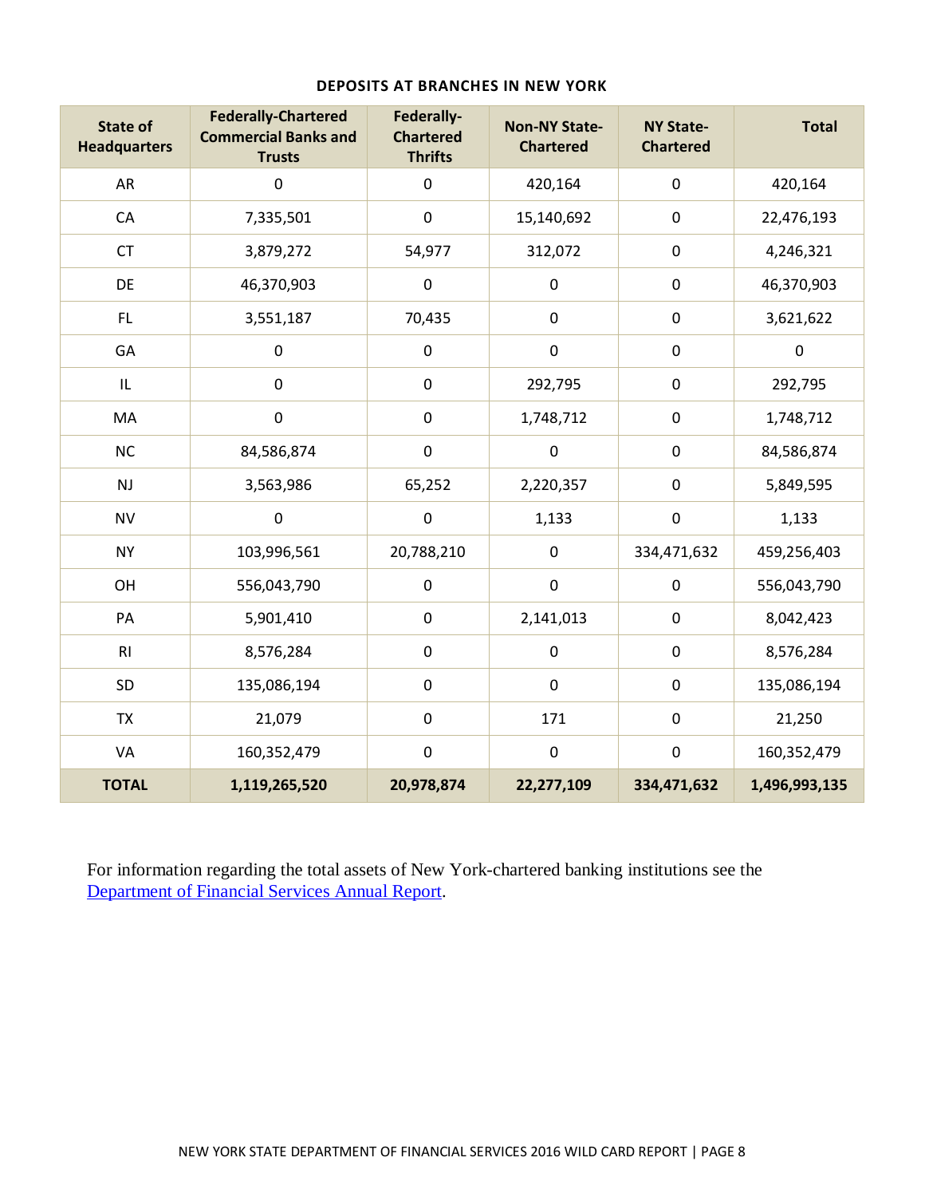## DEPOSITS AT BRANCHES IN NEW YORK

| State of Headquarters | Federally-Chartered Commercial Banks and Trusts | Federally-Chartered Thrifts | Non-NY State-Chartered | NY State-Chartered | Total |
|---|---|---|---|---|---|
| AR | 0 | 0 | 420,164 | 0 | 420,164 |
| CA | 7,335,501 | 0 | 15,140,692 | 0 | 22,476,193 |
| CT | 3,879,272 | 54,977 | 312,072 | 0 | 4,246,321 |
| DE | 46,370,903 | 0 | 0 | 0 | 46,370,903 |
| FL | 3,551,187 | 70,435 | 0 | 0 | 3,621,622 |
| GA | 0 | 0 | 0 | 0 | 0 |
| IL | 0 | 0 | 292,795 | 0 | 292,795 |
| MA | 0 | 0 | 1,748,712 | 0 | 1,748,712 |
| NC | 84,586,874 | 0 | 0 | 0 | 84,586,874 |
| NJ | 3,563,986 | 65,252 | 2,220,357 | 0 | 5,849,595 |
| NV | 0 | 0 | 1,133 | 0 | 1,133 |
| NY | 103,996,561 | 20,788,210 | 0 | 334,471,632 | 459,256,403 |
| OH | 556,043,790 | 0 | 0 | 0 | 556,043,790 |
| PA | 5,901,410 | 0 | 2,141,013 | 0 | 8,042,423 |
| RI | 8,576,284 | 0 | 0 | 0 | 8,576,284 |
| SD | 135,086,194 | 0 | 0 | 0 | 135,086,194 |
| TX | 21,079 | 0 | 171 | 0 | 21,250 |
| VA | 160,352,479 | 0 | 0 | 0 | 160,352,479 |
| **TOTAL** | **1,119,265,520** | **20,978,874** | **22,277,109** | **334,471,632** | **1,496,993,135** |

For information regarding the total assets of New York-chartered banking institutions see the Department of Financial Services Annual Report.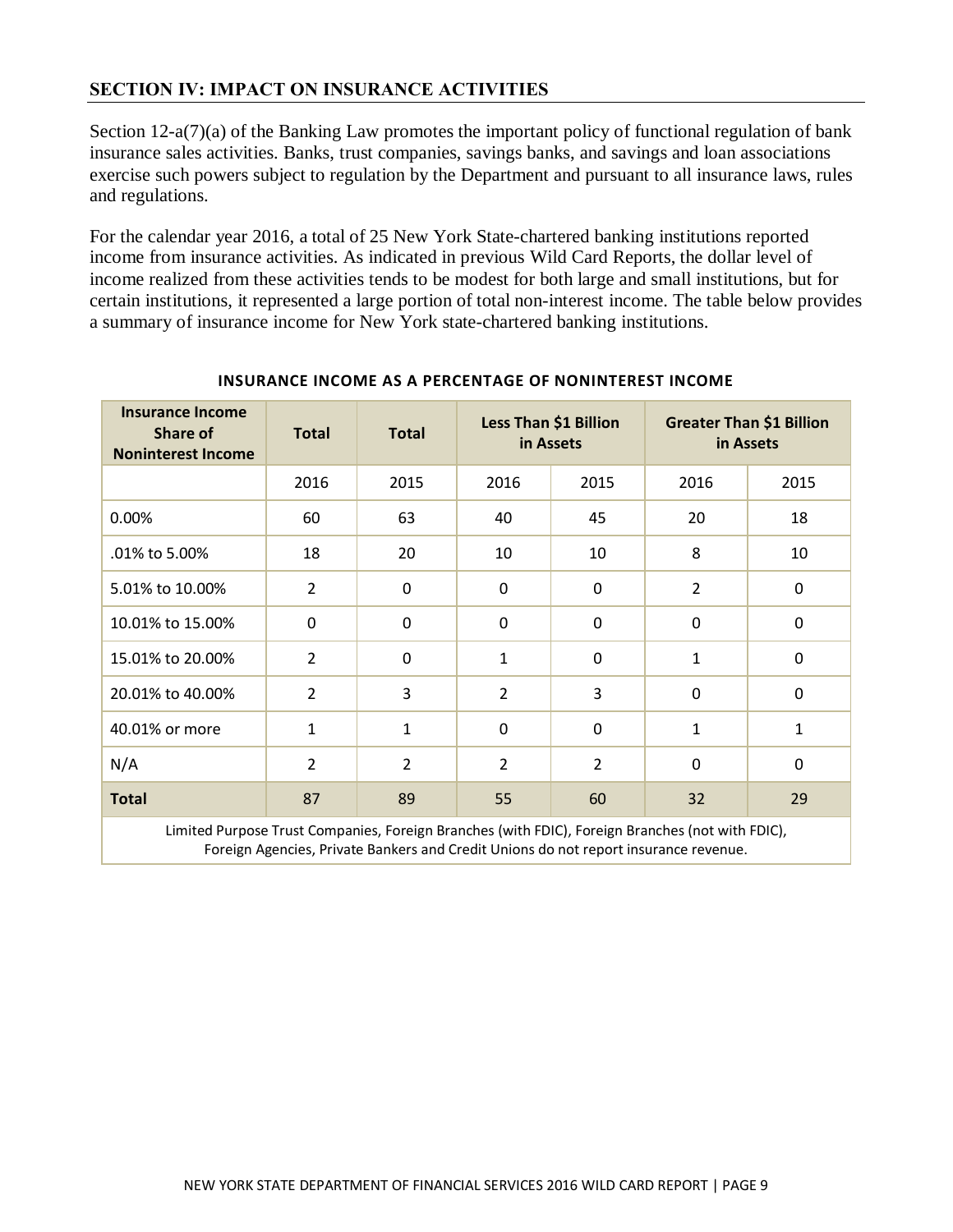## SECTION IV: IMPACT ON INSURANCE ACTIVITIES

Section 12-a(7)(a) of the Banking Law promotes the important policy of functional regulation of bank insurance sales activities. Banks, trust companies, savings banks, and savings and loan associations exercise such powers subject to regulation by the Department and pursuant to all insurance laws, rules and regulations.

For the calendar year 2016, a total of 25 New York State-chartered banking institutions reported income from insurance activities. As indicated in previous Wild Card Reports, the dollar level of income realized from these activities tends to be modest for both large and small institutions, but for certain institutions, it represented a large portion of total non-interest income. The table below provides a summary of insurance income for New York state-chartered banking institutions.

**INSURANCE INCOME AS A PERCENTAGE OF NONINTEREST INCOME**

| Insurance Income Share of Noninterest Income | Total | Total | Less Than $1 Billion in Assets | | Greater Than $1 Billion in Assets | |
|---|---|---|---|---|---|---|
| | 2016 | 2015 | 2016 | 2015 | 2016 | 2015 |
| 0.00% | 60 | 63 | 40 | 45 | 20 | 18 |
| .01% to 5.00% | 18 | 20 | 10 | 10 | 8 | 10 |
| 5.01% to 10.00% | 2 | 0 | 0 | 0 | 2 | 0 |
| 10.01% to 15.00% | 0 | 0 | 0 | 0 | 0 | 0 |
| 15.01% to 20.00% | 2 | 0 | 1 | 0 | 1 | 0 |
| 20.01% to 40.00% | 2 | 3 | 2 | 3 | 0 | 0 |
| 40.01% or more | 1 | 1 | 0 | 0 | 1 | 1 |
| N/A | 2 | 2 | 2 | 2 | 0 | 0 |
| **Total** | 87 | 89 | 55 | 60 | 32 | 29 |

Limited Purpose Trust Companies, Foreign Branches (with FDIC), Foreign Branches (not with FDIC), Foreign Agencies, Private Bankers and Credit Unions do not report insurance revenue.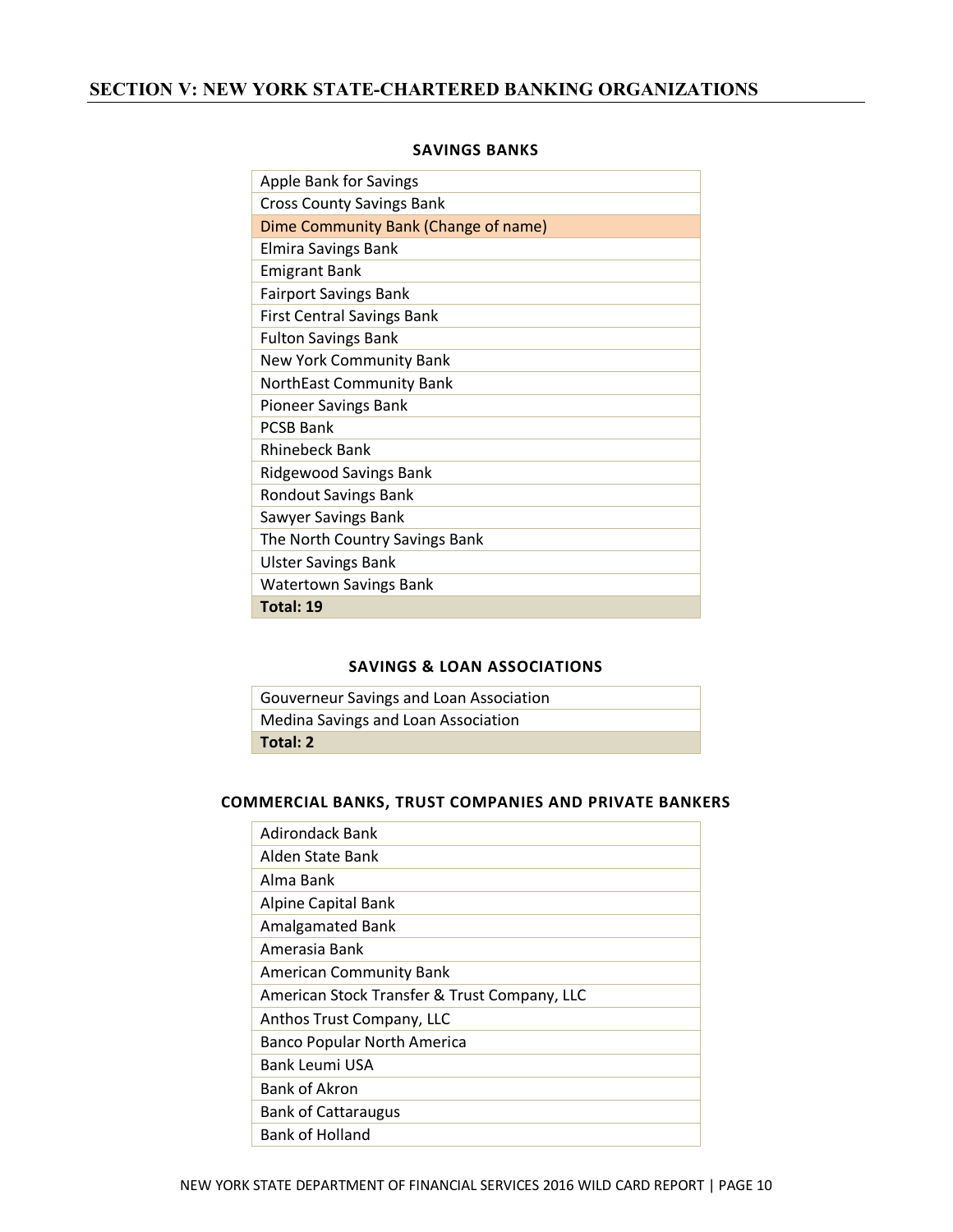## SECTION V: NEW YORK STATE-CHARTERED BANKING ORGANIZATIONS

### SAVINGS BANKS

| Savings Banks |
|---|
| Apple Bank for Savings |
| Cross County Savings Bank |
| Dime Community Bank (Change of name) |
| Elmira Savings Bank |
| Emigrant Bank |
| Fairport Savings Bank |
| First Central Savings Bank |
| Fulton Savings Bank |
| New York Community Bank |
| NorthEast Community Bank |
| Pioneer Savings Bank |
| PCSB Bank |
| Rhinebeck Bank |
| Ridgewood Savings Bank |
| Rondout Savings Bank |
| Sawyer Savings Bank |
| The North Country Savings Bank |
| Ulster Savings Bank |
| Watertown Savings Bank |
| **Total: 19** |

### SAVINGS & LOAN ASSOCIATIONS

| Savings & Loan Associations |
|---|
| Gouverneur Savings and Loan Association |
| Medina Savings and Loan Association |
| **Total: 2** |

### COMMERCIAL BANKS, TRUST COMPANIES AND PRIVATE BANKERS

| Commercial Banks, Trust Companies and Private Bankers |
|---|
| Adirondack Bank |
| Alden State Bank |
| Alma Bank |
| Alpine Capital Bank |
| Amalgamated Bank |
| Amerasia Bank |
| American Community Bank |
| American Stock Transfer & Trust Company, LLC |
| Anthos Trust Company, LLC |
| Banco Popular North America |
| Bank Leumi USA |
| Bank of Akron |
| Bank of Cattaraugus |
| Bank of Holland |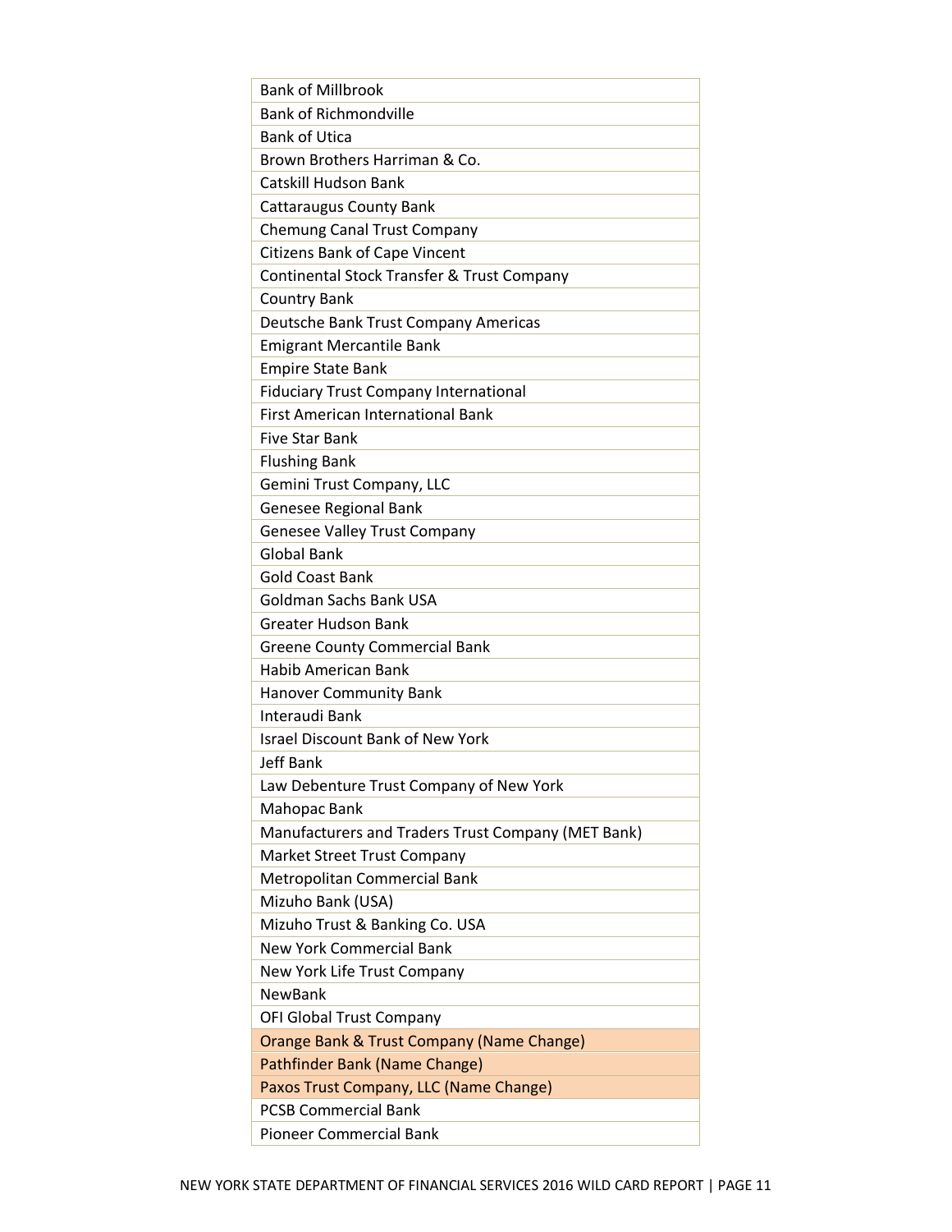| Bank of Millbrook |
|---|
| Bank of Richmondville |
| Bank of Utica |
| Brown Brothers Harriman & Co. |
| Catskill Hudson Bank |
| Cattaraugus County Bank |
| Chemung Canal Trust Company |
| Citizens Bank of Cape Vincent |
| Continental Stock Transfer & Trust Company |
| Country Bank |
| Deutsche Bank Trust Company Americas |
| Emigrant Mercantile Bank |
| Empire State Bank |
| Fiduciary Trust Company International |
| First American International Bank |
| Five Star Bank |
| Flushing Bank |
| Gemini Trust Company, LLC |
| Genesee Regional Bank |
| Genesee Valley Trust Company |
| Global Bank |
| Gold Coast Bank |
| Goldman Sachs Bank USA |
| Greater Hudson Bank |
| Greene County Commercial Bank |
| Habib American Bank |
| Hanover Community Bank |
| Interaudi Bank |
| Israel Discount Bank of New York |
| Jeff Bank |
| Law Debenture Trust Company of New York |
| Mahopac Bank |
| Manufacturers and Traders Trust Company (MET Bank) |
| Market Street Trust Company |
| Metropolitan Commercial Bank |
| Mizuho Bank (USA) |
| Mizuho Trust & Banking Co. USA |
| New York Commercial Bank |
| New York Life Trust Company |
| NewBank |
| OFI Global Trust Company |
| Orange Bank & Trust Company (Name Change) |
| Pathfinder Bank (Name Change) |
| Paxos Trust Company, LLC (Name Change) |
| PCSB Commercial Bank |
| Pioneer Commercial Bank |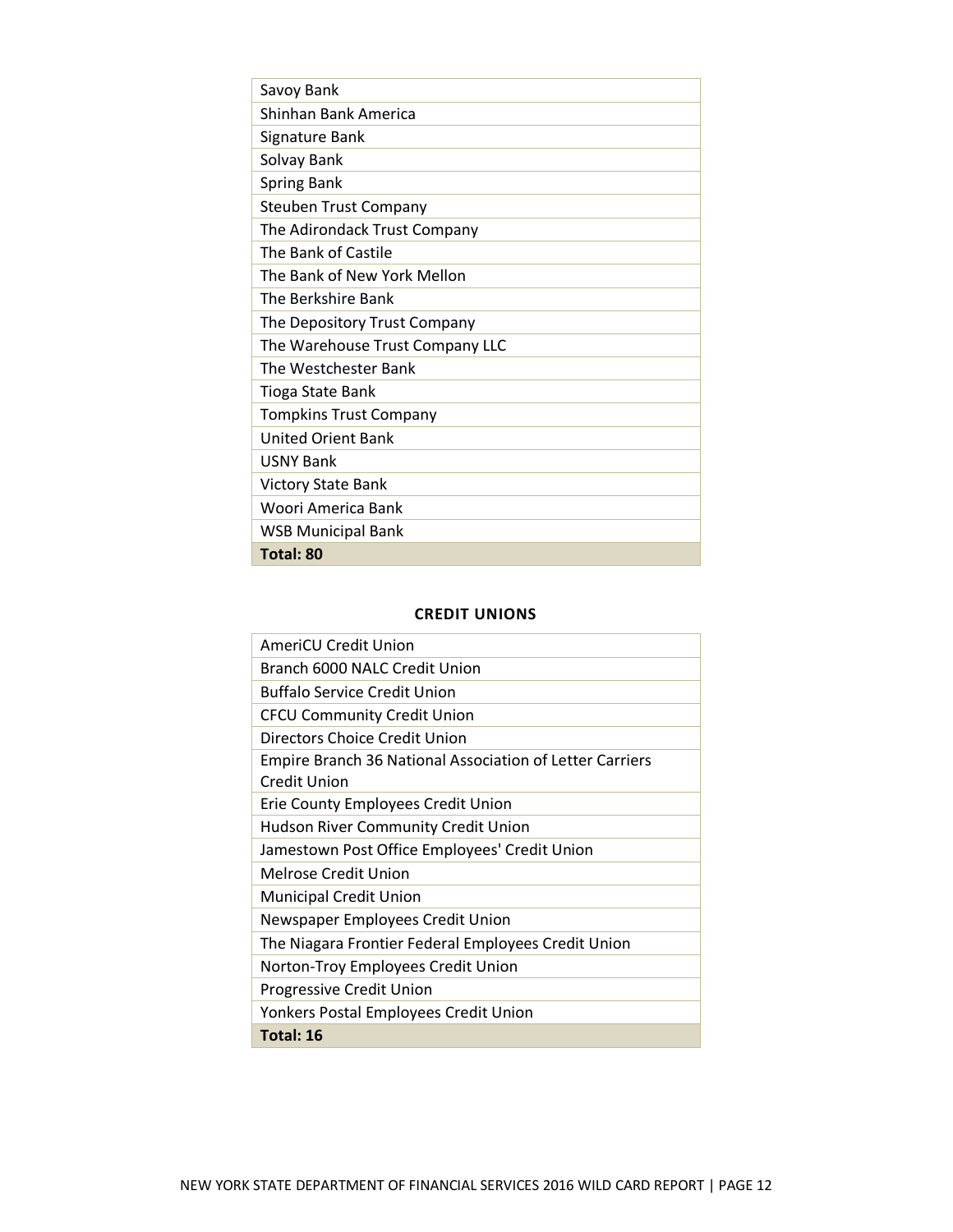| Savoy Bank |
|---|
| Shinhan Bank America |
| Signature Bank |
| Solvay Bank |
| Spring Bank |
| Steuben Trust Company |
| The Adirondack Trust Company |
| The Bank of Castile |
| The Bank of New York Mellon |
| The Berkshire Bank |
| The Depository Trust Company |
| The Warehouse Trust Company LLC |
| The Westchester Bank |
| Tioga State Bank |
| Tompkins Trust Company |
| United Orient Bank |
| USNY Bank |
| Victory State Bank |
| Woori America Bank |
| WSB Municipal Bank |
| **Total: 80** |

**CREDIT UNIONS**

| AmeriCU Credit Union |
|---|
| Branch 6000 NALC Credit Union |
| Buffalo Service Credit Union |
| CFCU Community Credit Union |
| Directors Choice Credit Union |
| Empire Branch 36 National Association of Letter Carriers Credit Union |
| Erie County Employees Credit Union |
| Hudson River Community Credit Union |
| Jamestown Post Office Employees' Credit Union |
| Melrose Credit Union |
| Municipal Credit Union |
| Newspaper Employees Credit Union |
| The Niagara Frontier Federal Employees Credit Union |
| Norton-Troy Employees Credit Union |
| Progressive Credit Union |
| Yonkers Postal Employees Credit Union |
| **Total: 16** |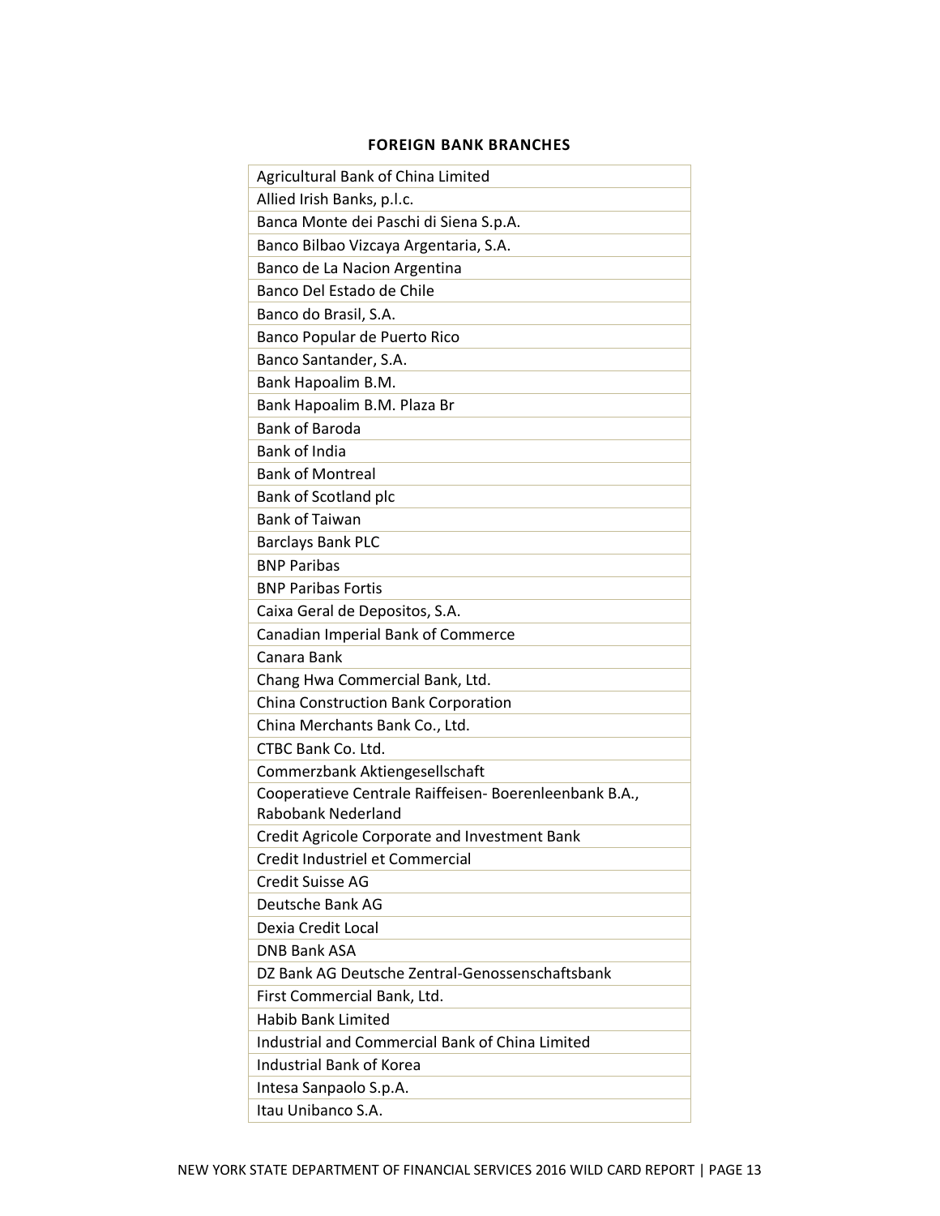**FOREIGN BANK BRANCHES**

| |
|---|
| Agricultural Bank of China Limited |
| Allied Irish Banks, p.l.c. |
| Banca Monte dei Paschi di Siena S.p.A. |
| Banco Bilbao Vizcaya Argentaria, S.A. |
| Banco de La Nacion Argentina |
| Banco Del Estado de Chile |
| Banco do Brasil, S.A. |
| Banco Popular de Puerto Rico |
| Banco Santander, S.A. |
| Bank Hapoalim B.M. |
| Bank Hapoalim B.M. Plaza Br |
| Bank of Baroda |
| Bank of India |
| Bank of Montreal |
| Bank of Scotland plc |
| Bank of Taiwan |
| Barclays Bank PLC |
| BNP Paribas |
| BNP Paribas Fortis |
| Caixa Geral de Depositos, S.A. |
| Canadian Imperial Bank of Commerce |
| Canara Bank |
| Chang Hwa Commercial Bank, Ltd. |
| China Construction Bank Corporation |
| China Merchants Bank Co., Ltd. |
| CTBC Bank Co. Ltd. |
| Commerzbank Aktiengesellschaft |
| Cooperatieve Centrale Raiffeisen- Boerenleenbank B.A., Rabobank Nederland |
| Credit Agricole Corporate and Investment Bank |
| Credit Industriel et Commercial |
| Credit Suisse AG |
| Deutsche Bank AG |
| Dexia Credit Local |
| DNB Bank ASA |
| DZ Bank AG Deutsche Zentral-Genossenschaftsbank |
| First Commercial Bank, Ltd. |
| Habib Bank Limited |
| Industrial and Commercial Bank of China Limited |
| Industrial Bank of Korea |
| Intesa Sanpaolo S.p.A. |
| Itau Unibanco S.A. |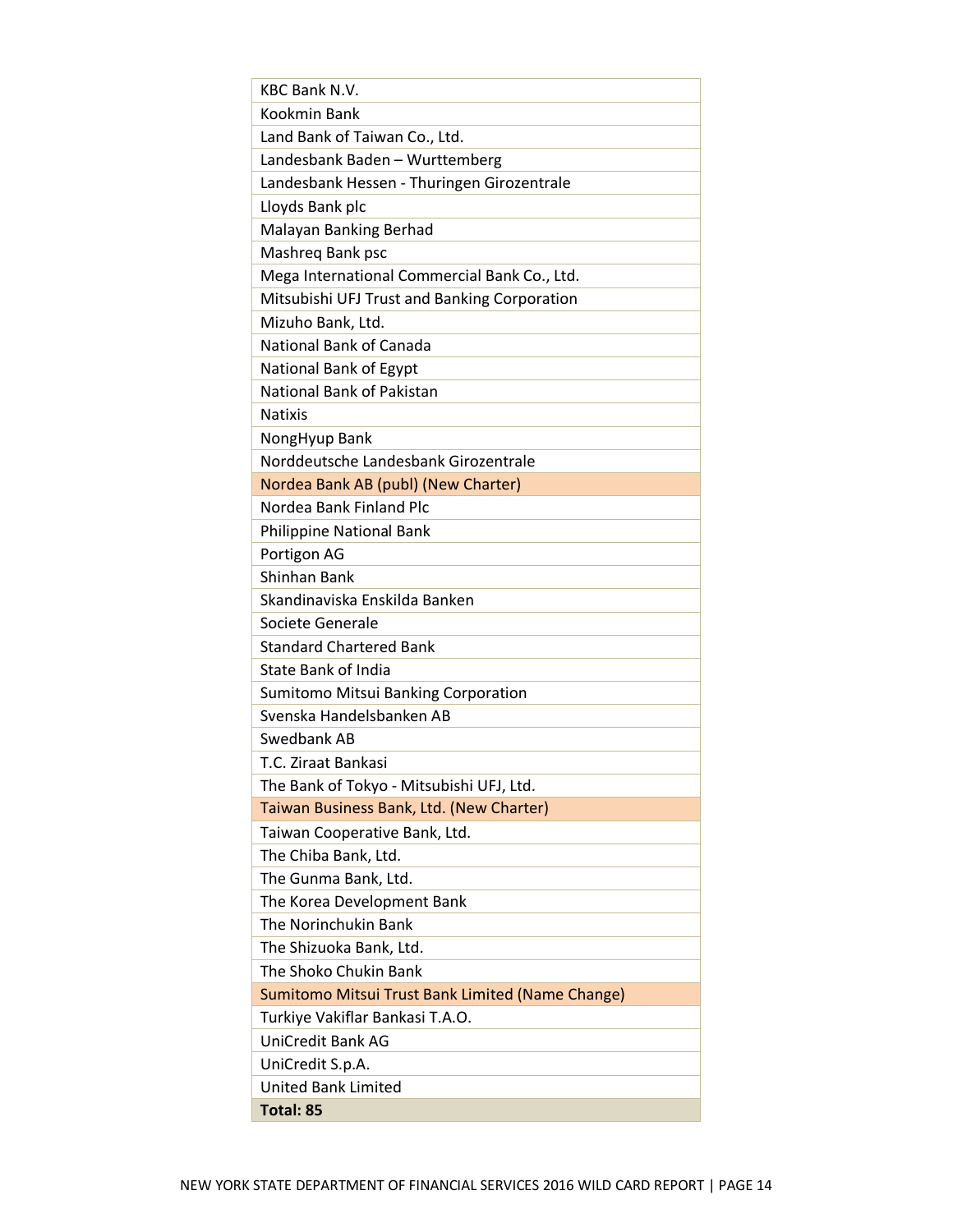| KBC Bank N.V. |
| --- |
| Kookmin Bank |
| Land Bank of Taiwan Co., Ltd. |
| Landesbank Baden – Wurttemberg |
| Landesbank Hessen - Thuringen Girozentrale |
| Lloyds Bank plc |
| Malayan Banking Berhad |
| Mashreq Bank psc |
| Mega International Commercial Bank Co., Ltd. |
| Mitsubishi UFJ Trust and Banking Corporation |
| Mizuho Bank, Ltd. |
| National Bank of Canada |
| National Bank of Egypt |
| National Bank of Pakistan |
| Natixis |
| NongHyup Bank |
| Norddeutsche Landesbank Girozentrale |
| Nordea Bank AB (publ) (New Charter) |
| Nordea Bank Finland Plc |
| Philippine National Bank |
| Portigon AG |
| Shinhan Bank |
| Skandinaviska Enskilda Banken |
| Societe Generale |
| Standard Chartered Bank |
| State Bank of India |
| Sumitomo Mitsui Banking Corporation |
| Svenska Handelsbanken AB |
| Swedbank AB |
| T.C. Ziraat Bankasi |
| The Bank of Tokyo - Mitsubishi UFJ, Ltd. |
| Taiwan Business Bank, Ltd. (New Charter) |
| Taiwan Cooperative Bank, Ltd. |
| The Chiba Bank, Ltd. |
| The Gunma Bank, Ltd. |
| The Korea Development Bank |
| The Norinchukin Bank |
| The Shizuoka Bank, Ltd. |
| The Shoko Chukin Bank |
| Sumitomo Mitsui Trust Bank Limited (Name Change) |
| Turkiye Vakiflar Bankasi T.A.O. |
| UniCredit Bank AG |
| UniCredit S.p.A. |
| United Bank Limited |
| **Total: 85** |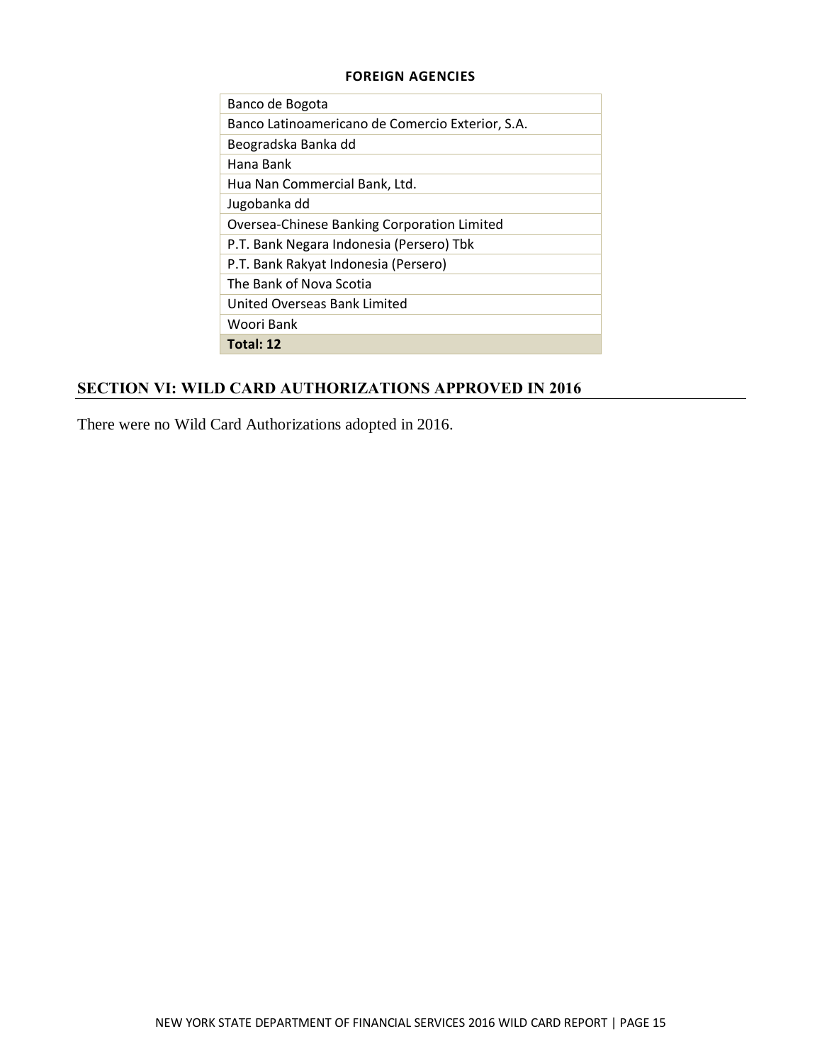**FOREIGN AGENCIES**

| |
|---|
| Banco de Bogota |
| Banco Latinoamericano de Comercio Exterior, S.A. |
| Beogradska Banka dd |
| Hana Bank |
| Hua Nan Commercial Bank, Ltd. |
| Jugobanka dd |
| Oversea-Chinese Banking Corporation Limited |
| P.T. Bank Negara Indonesia (Persero) Tbk |
| P.T. Bank Rakyat Indonesia (Persero) |
| The Bank of Nova Scotia |
| United Overseas Bank Limited |
| Woori Bank |
| **Total: 12** |

## SECTION VI: WILD CARD AUTHORIZATIONS APPROVED IN 2016

There were no Wild Card Authorizations adopted in 2016.